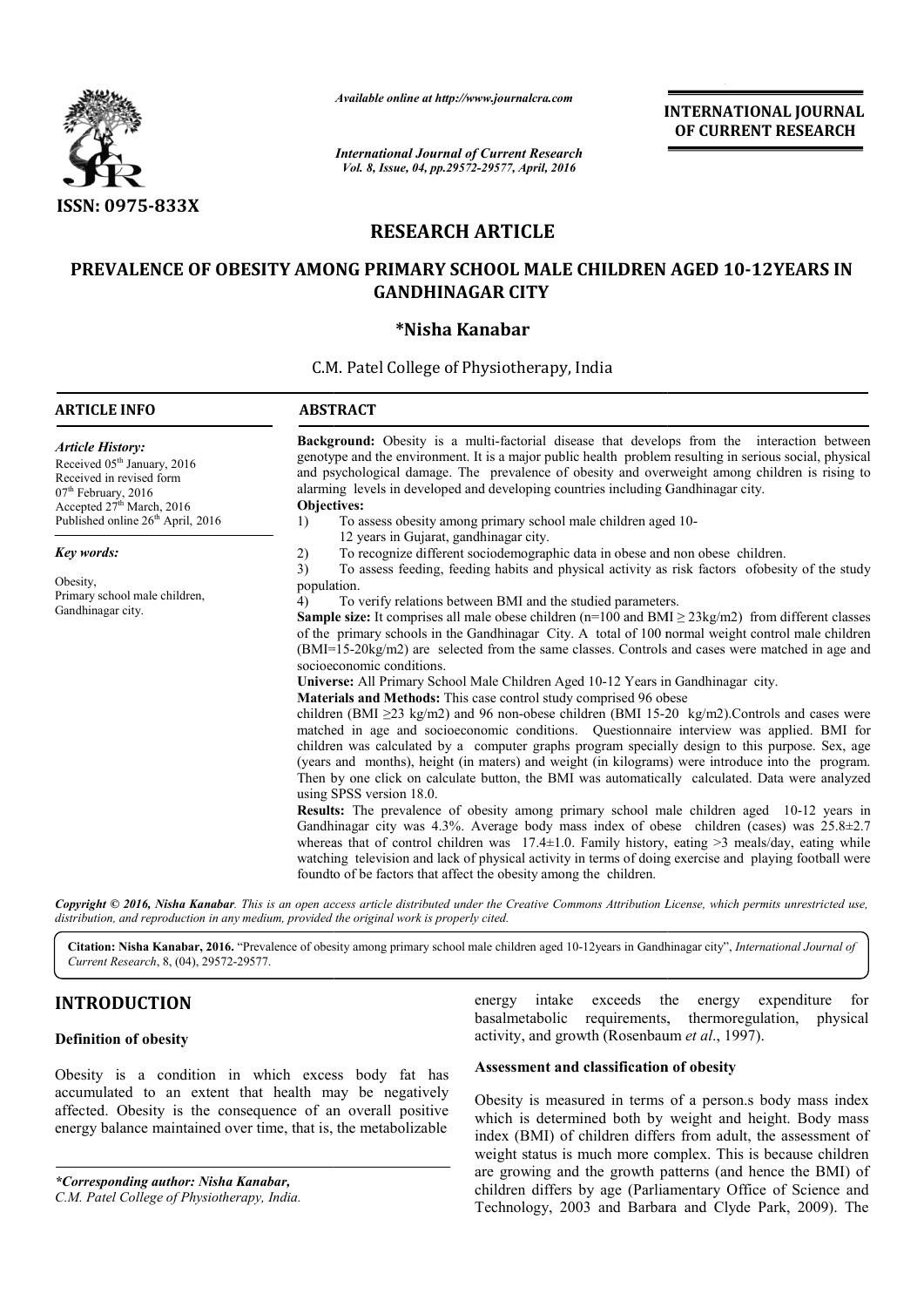*Available online at http://www.journalcra.com*

*International Journal of Current Research*
*Vol. 8, Issue, 04, pp.29572-29577, April, 2016*

**INTERNATIONAL JOURNAL OF CURRENT RESEARCH**

**ISSN: 0975-833X**

## RESEARCH ARTICLE

# PREVALENCE OF OBESITY AMONG PRIMARY SCHOOL MALE CHILDREN AGED 10-12YEARS IN GANDHINAGAR CITY

**\*Nisha Kanabar**

C.M. Patel College of Physiotherapy, India

### ARTICLE INFO

***Article History:***

Received 05th January, 2016
Received in revised form
07th February, 2016
Accepted 27th March, 2016
Published online 26th April, 2016

***Key words:***

Obesity,
Primary school male children,
Gandhinagar city.

### ABSTRACT

**Background:** Obesity is a multi-factorial disease that develops from the interaction between genotype and the environment. It is a major public health problem resulting in serious social, physical and psychological damage. The prevalence of obesity and overweight among children is rising to alarming levels in developed and developing countries including Gandhinagar city.

**Objectives:**

1) To assess obesity among primary school male children aged 10-12 years in Gujarat, gandhinagar city.
2) To recognize different sociodemographic data in obese and non obese children.
3) To assess feeding, feeding habits and physical activity as risk factors ofobesity of the study population.
4) To verify relations between BMI and the studied parameters.

**Sample size:** It comprises all male obese children (n=100 and BMI ≥ 23kg/m2) from different classes of the primary schools in the Gandhinagar City. A total of 100 normal weight control male children (BMI=15-20kg/m2) are selected from the same classes. Controls and cases were matched in age and socioeconomic conditions.

**Universe:** All Primary School Male Children Aged 10-12 Years in Gandhinagar city.

**Materials and Methods:** This case control study comprised 96 obese children (BMI ≥23 kg/m2) and 96 non-obese children (BMI 15-20 kg/m2).Controls and cases were matched in age and socioeconomic conditions. Questionnaire interview was applied. BMI for children was calculated by a computer graphs program specially design to this purpose. Sex, age (years and months), height (in maters) and weight (in kilograms) were introduce into the program. Then by one click on calculate button, the BMI was automatically calculated. Data were analyzed using SPSS version 18.0.

**Results:** The prevalence of obesity among primary school male children aged 10-12 years in Gandhinagar city was 4.3%. Average body mass index of obese children (cases) was 25.8±2.7 whereas that of control children was 17.4±1.0. Family history, eating >3 meals/day, eating while watching television and lack of physical activity in terms of doing exercise and playing football were foundto of be factors that affect the obesity among the children.

*Copyright © 2016, Nisha Kanabar. This is an open access article distributed under the Creative Commons Attribution License, which permits unrestricted use, distribution, and reproduction in any medium, provided the original work is properly cited.*

**Citation: Nisha Kanabar, 2016.** "Prevalence of obesity among primary school male children aged 10-12years in Gandhinagar city", *International Journal of Current Research*, 8, (04), 29572-29577.

## INTRODUCTION

### Definition of obesity

Obesity is a condition in which excess body fat has accumulated to an extent that health may be negatively affected. Obesity is the consequence of an overall positive energy balance maintained over time, that is, the metabolizable energy intake exceeds the energy expenditure for basalmetabolic requirements, thermoregulation, physical activity, and growth (Rosenbaum *et al*., 1997).

### Assessment and classification of obesity

Obesity is measured in terms of a person.s body mass index which is determined both by weight and height. Body mass index (BMI) of children differs from adult, the assessment of weight status is much more complex. This is because children are growing and the growth patterns (and hence the BMI) of children differs by age (Parliamentary Office of Science and Technology, 2003 and Barbara and Clyde Park, 2009). The

*\*Corresponding author: Nisha Kanabar,*
*C.M. Patel College of Physiotherapy, India.*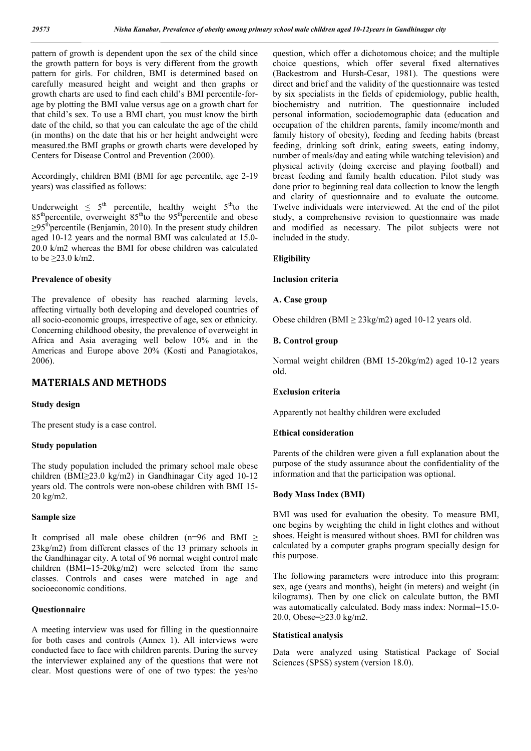pattern of growth is dependent upon the sex of the child since the growth pattern for boys is very different from the growth pattern for girls. For children, BMI is determined based on carefully measured height and weight and then graphs or growth charts are used to find each child's BMI percentile-for-age by plotting the BMI value versus age on a growth chart for that child's sex. To use a BMI chart, you must know the birth date of the child, so that you can calculate the age of the child (in months) on the date that his or her height andweight were measured.the BMI graphs or growth charts were developed by Centers for Disease Control and Prevention (2000).

Accordingly, children BMI (BMI for age percentile, age 2-19 years) was classified as follows:

Underweight $\leq 5^{th}$ percentile, healthy weight $5^{th}$to the $85^{th}$percentile, overweight $85^{th}$to the $95^{th}$percentile and obese $\geq 95^{th}$percentile (Benjamin, 2010). In the present study children aged 10-12 years and the normal BMI was calculated at 15.0-20.0 k/m2 whereas the BMI for obese children was calculated to be ≥23.0 k/m2.

### Prevalence of obesity

The prevalence of obesity has reached alarming levels, affecting virtually both developing and developed countries of all socio-economic groups, irrespective of age, sex or ethnicity. Concerning childhood obesity, the prevalence of overweight in Africa and Asia averaging well below 10% and in the Americas and Europe above 20% (Kosti and Panagiotakos, 2006).

## MATERIALS AND METHODS

### Study design

The present study is a case control.

### Study population

The study population included the primary school male obese children (BMI≥23.0 kg/m2) in Gandhinagar City aged 10-12 years old. The controls were non-obese children with BMI 15-20 kg/m2.

### Sample size

It comprised all male obese children (n=96 and BMI ≥ 23kg/m2) from different classes of the 13 primary schools in the Gandhinagar city. A total of 96 normal weight control male children (BMI=15-20kg/m2) were selected from the same classes. Controls and cases were matched in age and socioeconomic conditions.

### Questionnaire

A meeting interview was used for filling in the questionnaire for both cases and controls (Annex 1). All interviews were conducted face to face with children parents. During the survey the interviewer explained any of the questions that were not clear. Most questions were of one of two types: the yes/no question, which offer a dichotomous choice; and the multiple choice questions, which offer several fixed alternatives (Backestrom and Hursh-Cesar, 1981). The questions were direct and brief and the validity of the questionnaire was tested by six specialists in the fields of epidemiology, public health, biochemistry and nutrition. The questionnaire included personal information, sociodemographic data (education and occupation of the children parents, family income/month and family history of obesity), feeding and feeding habits (breast feeding, drinking soft drink, eating sweets, eating indomy, number of meals/day and eating while watching television) and physical activity (doing exercise and playing football) and breast feeding and family health education. Pilot study was done prior to beginning real data collection to know the length and clarity of questionnaire and to evaluate the outcome. Twelve individuals were interviewed. At the end of the pilot study, a comprehensive revision to questionnaire was made and modified as necessary. The pilot subjects were not included in the study.

### Eligibility

### Inclusion criteria

### A. Case group

Obese children (BMI ≥ 23kg/m2) aged 10-12 years old.

### B. Control group

Normal weight children (BMI 15-20kg/m2) aged 10-12 years old.

### Exclusion criteria

Apparently not healthy children were excluded

### Ethical consideration

Parents of the children were given a full explanation about the purpose of the study assurance about the confidentiality of the information and that the participation was optional.

### Body Mass Index (BMI)

BMI was used for evaluation the obesity. To measure BMI, one begins by weighting the child in light clothes and without shoes. Height is measured without shoes. BMI for children was calculated by a computer graphs program specially design for this purpose.

The following parameters were introduce into this program: sex, age (years and months), height (in meters) and weight (in kilograms). Then by one click on calculate button, the BMI was automatically calculated. Body mass index: Normal=15.0-20.0, Obese=≥23.0 kg/m2.

### Statistical analysis

Data were analyzed using Statistical Package of Social Sciences (SPSS) system (version 18.0).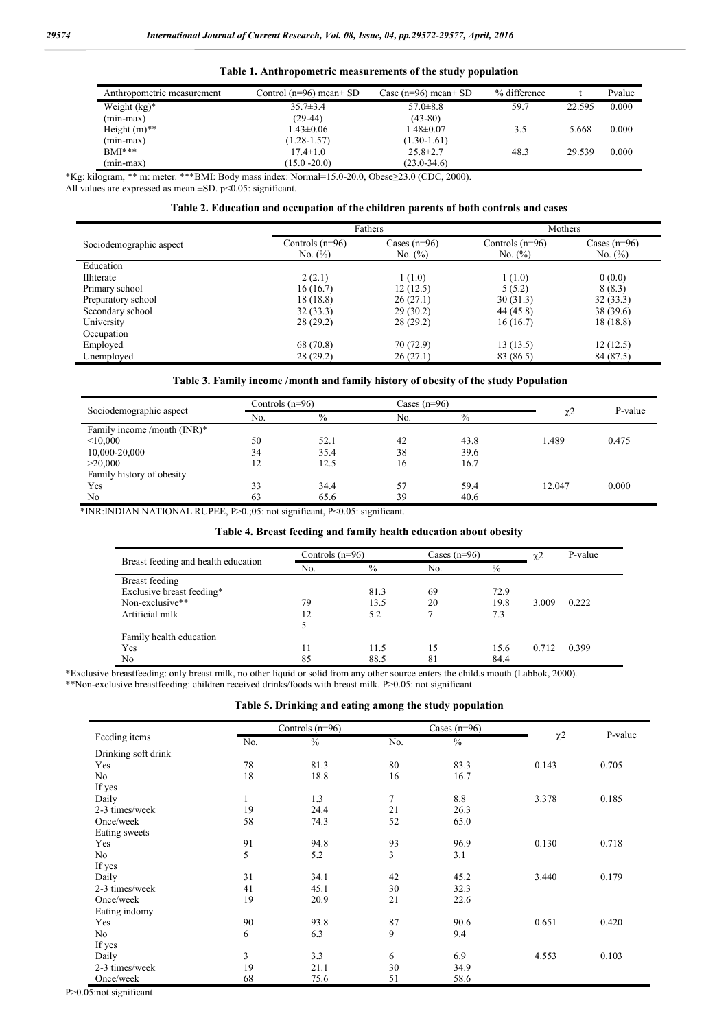**Table 1. Anthropometric measurements of the study population**

| Anthropometric measurement | Control (n=96) mean± SD | Case (n=96) mean± SD | % difference | t | Pvalue |
|---|---|---|---|---|---|
| Weight (kg)* (min-max) | 35.7±3.4 (29-44) | 57.0±8.8 (43-80) | 59.7 | 22.595 | 0.000 |
| Height (m)** (min-max) | 1.43±0.06 (1.28-1.57) | 1.48±0.07 (1.30-1.61) | 3.5 | 5.668 | 0.000 |
| BMI*** (min-max) | 17.4±1.0 (15.0 -20.0) | 25.8±2.7 (23.0-34.6) | 48.3 | 29.539 | 0.000 |

*Kg: kilogram, ** m: meter. ***BMI: Body mass index: Normal=15.0-20.0, Obese≥23.0 (CDC, 2000).
All values are expressed as mean ±SD. p<0.05: significant.

**Table 2. Education and occupation of the children parents of both controls and cases**

| Sociodemographic aspect | Fathers | | Mothers | |
|---|---|---|---|---|
| | Controls (n=96) No. (%) | Cases (n=96) No. (%) | Controls (n=96) No. (%) | Cases (n=96) No. (%) |
| Education | | | | |
| Illiterate | 2 (2.1) | 1 (1.0) | 1 (1.0) | 0 (0.0) |
| Primary school | 16 (16.7) | 12 (12.5) | 5 (5.2) | 8 (8.3) |
| Preparatory school | 18 (18.8) | 26 (27.1) | 30 (31.3) | 32 (33.3) |
| Secondary school | 32 (33.3) | 29 (30.2) | 44 (45.8) | 38 (39.6) |
| University | 28 (29.2) | 28 (29.2) | 16 (16.7) | 18 (18.8) |
| Occupation | | | | |
| Employed | 68 (70.8) | 70 (72.9) | 13 (13.5) | 12 (12.5) |
| Unemployed | 28 (29.2) | 26 (27.1) | 83 (86.5) | 84 (87.5) |

**Table 3. Family income /month and family history of obesity of the study Population**

| Sociodemographic aspect | Controls (n=96) | | Cases (n=96) | | $\chi^2$ | P-value |
|---|---|---|---|---|---|---|
| | No. | % | No. | % | | |
| Family income /month (INR)* | | | | | | |
| <10,000 | 50 | 52.1 | 42 | 43.8 | 1.489 | 0.475 |
| 10,000-20,000 | 34 | 35.4 | 38 | 39.6 | | |
| >20,000 | 12 | 12.5 | 16 | 16.7 | | |
| Family history of obesity | | | | | | |
| Yes | 33 | 34.4 | 57 | 59.4 | 12.047 | 0.000 |
| No | 63 | 65.6 | 39 | 40.6 | | |

*INR:INDIAN NATIONAL RUPEE, P>0.;05: not significant, P<0.05: significant.

**Table 4. Breast feeding and family health education about obesity**

| Breast feeding and health education | Controls (n=96) | | Cases (n=96) | | $\chi^2$ | P-value |
|---|---|---|---|---|---|---|
| | No. | % | No. | % | | |
| Breast feeding | | | | | | |
| Exclusive breast feeding* | | 81.3 | 69 | 72.9 | | |
| Non-exclusive** | 79 | 13.5 | 20 | 19.8 | 3.009 | 0.222 |
| Artificial milk | 12 | 5.2 | 7 | 7.3 | | |
| | 5 | | | | | |
| Family health education | | | | | | |
| Yes | 11 | 11.5 | 15 | 15.6 | 0.712 | 0.399 |
| No | 85 | 88.5 | 81 | 84.4 | | |

*Exclusive breastfeeding: only breast milk, no other liquid or solid from any other source enters the child.s mouth (Labbok, 2000).
**Non-exclusive breastfeeding: children received drinks/foods with breast milk. P>0.05: not significant

**Table 5. Drinking and eating among the study population**

| Feeding items | Controls (n=96) | | Cases (n=96) | | $\chi^2$ | P-value |
|---|---|---|---|---|---|---|
| | No. | % | No. | % | | |
| Drinking soft drink | | | | | | |
| Yes | 78 | 81.3 | 80 | 83.3 | 0.143 | 0.705 |
| No | 18 | 18.8 | 16 | 16.7 | | |
| If yes | | | | | | |
| Daily | 1 | 1.3 | 7 | 8.8 | 3.378 | 0.185 |
| 2-3 times/week | 19 | 24.4 | 21 | 26.3 | | |
| Once/week | 58 | 74.3 | 52 | 65.0 | | |
| Eating sweets | | | | | | |
| Yes | 91 | 94.8 | 93 | 96.9 | 0.130 | 0.718 |
| No | 5 | 5.2 | 3 | 3.1 | | |
| If yes | | | | | | |
| Daily | 31 | 34.1 | 42 | 45.2 | 3.440 | 0.179 |
| 2-3 times/week | 41 | 45.1 | 30 | 32.3 | | |
| Once/week | 19 | 20.9 | 21 | 22.6 | | |
| Eating indomy | | | | | | |
| Yes | 90 | 93.8 | 87 | 90.6 | 0.651 | 0.420 |
| No | 6 | 6.3 | 9 | 9.4 | | |
| If yes | | | | | | |
| Daily | 3 | 3.3 | 6 | 6.9 | 4.553 | 0.103 |
| 2-3 times/week | 19 | 21.1 | 30 | 34.9 | | |
| Once/week | 68 | 75.6 | 51 | 58.6 | | |

P>0.05:not significant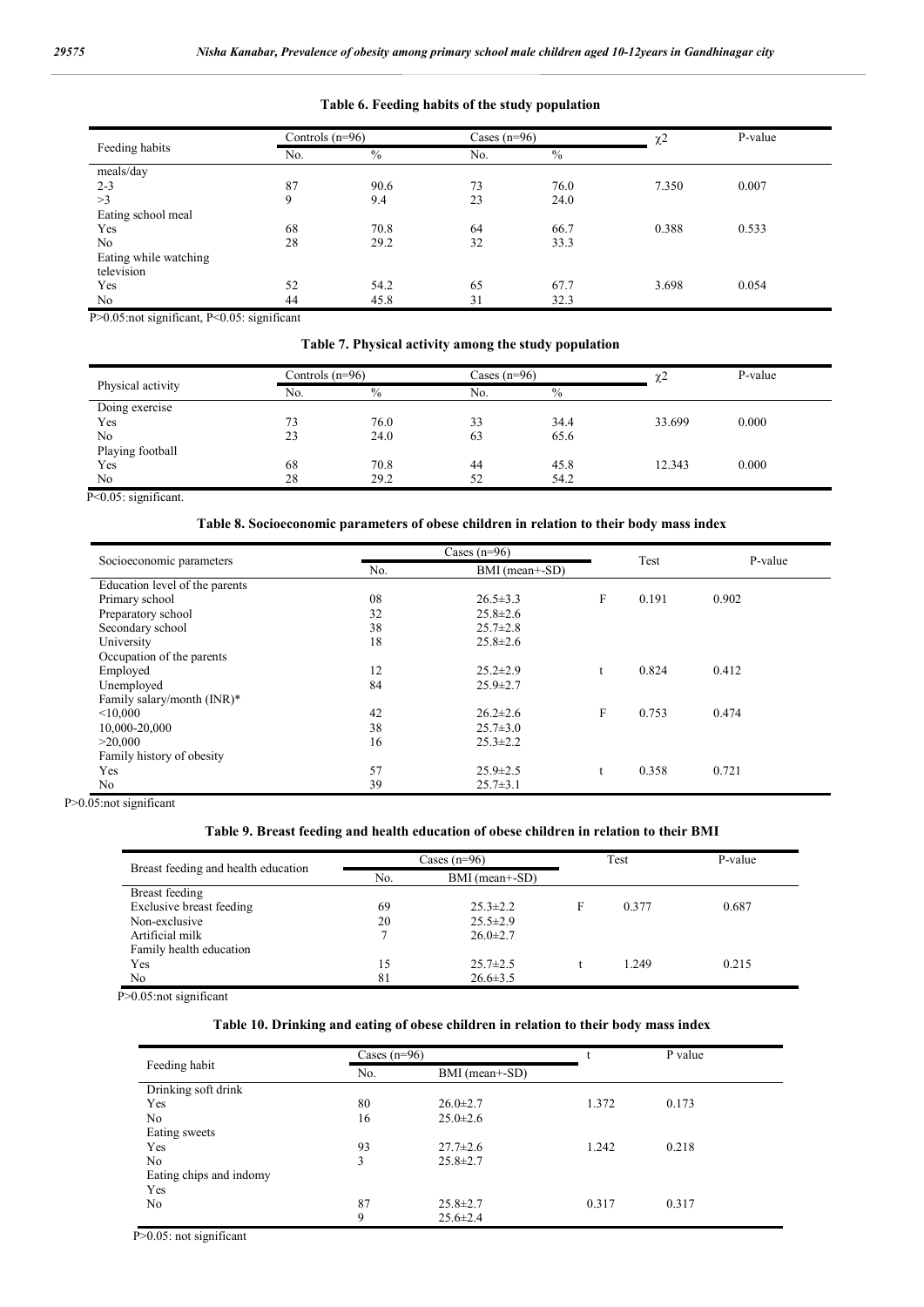**Table 6. Feeding habits of the study population**

| Feeding habits | Controls (n=96) | | Cases (n=96) | | $\chi^2$ | P-value |
|---|---|---|---|---|---|---|
| | No. | % | No. | % | | |
| meals/day | | | | | | |
| 2-3 | 87 | 90.6 | 73 | 76.0 | 7.350 | 0.007 |
| >3 | 9 | 9.4 | 23 | 24.0 | | |
| Eating school meal | | | | | | |
| Yes | 68 | 70.8 | 64 | 66.7 | 0.388 | 0.533 |
| No | 28 | 29.2 | 32 | 33.3 | | |
| Eating while watching television | | | | | | |
| Yes | 52 | 54.2 | 65 | 67.7 | 3.698 | 0.054 |
| No | 44 | 45.8 | 31 | 32.3 | | |

P>0.05:not significant, P<0.05: significant

**Table 7. Physical activity among the study population**

| Physical activity | Controls (n=96) | | Cases (n=96) | | $\chi^2$ | P-value |
|---|---|---|---|---|---|---|
| | No. | % | No. | % | | |
| Doing exercise | | | | | | |
| Yes | 73 | 76.0 | 33 | 34.4 | 33.699 | 0.000 |
| No | 23 | 24.0 | 63 | 65.6 | | |
| Playing football | | | | | | |
| Yes | 68 | 70.8 | 44 | 45.8 | 12.343 | 0.000 |
| No | 28 | 29.2 | 52 | 54.2 | | |

P<0.05: significant.

**Table 8. Socioeconomic parameters of obese children in relation to their body mass index**

| Socioeconomic parameters | Cases (n=96) | | Test | | P-value |
|---|---|---|---|---|---|
| | No. | BMI (mean+-SD) | | | |
| Education level of the parents | | | | | |
| Primary school | 08 | 26.5±3.3 | F | 0.191 | 0.902 |
| Preparatory school | 32 | 25.8±2.6 | | | |
| Secondary school | 38 | 25.7±2.8 | | | |
| University | 18 | 25.8±2.6 | | | |
| Occupation of the parents | | | | | |
| Employed | 12 | 25.2±2.9 | t | 0.824 | 0.412 |
| Unemployed | 84 | 25.9±2.7 | | | |
| Family salary/month (INR)* | | | | | |
| <10,000 | 42 | 26.2±2.6 | F | 0.753 | 0.474 |
| 10,000-20,000 | 38 | 25.7±3.0 | | | |
| >20,000 | 16 | 25.3±2.2 | | | |
| Family history of obesity | | | | | |
| Yes | 57 | 25.9±2.5 | t | 0.358 | 0.721 |
| No | 39 | 25.7±3.1 | | | |

P>0.05:not significant

**Table 9. Breast feeding and health education of obese children in relation to their BMI**

| Breast feeding and health education | Cases (n=96) | | Test | | P-value |
|---|---|---|---|---|---|
| | No. | BMI (mean+-SD) | | | |
| Breast feeding | | | | | |
| Exclusive breast feeding | 69 | 25.3±2.2 | F | 0.377 | 0.687 |
| Non-exclusive | 20 | 25.5±2.9 | | | |
| Artificial milk | 7 | 26.0±2.7 | | | |
| Family health education | | | | | |
| Yes | 15 | 25.7±2.5 | t | 1.249 | 0.215 |
| No | 81 | 26.6±3.5 | | | |

P>0.05:not significant

**Table 10. Drinking and eating of obese children in relation to their body mass index**

| Feeding habit | Cases (n=96) | | t | P value |
|---|---|---|---|---|
| | No. | BMI (mean+-SD) | | |
| Drinking soft drink | | | | |
| Yes | 80 | 26.0±2.7 | 1.372 | 0.173 |
| No | 16 | 25.0±2.6 | | |
| Eating sweets | | | | |
| Yes | 93 | 27.7±2.6 | 1.242 | 0.218 |
| No | 3 | 25.8±2.7 | | |
| Eating chips and indomy | | | | |
| Yes | | | | |
| No | 87 | 25.8±2.7 | 0.317 | 0.317 |
| | 9 | 25.6±2.4 | | |

P>0.05: not significant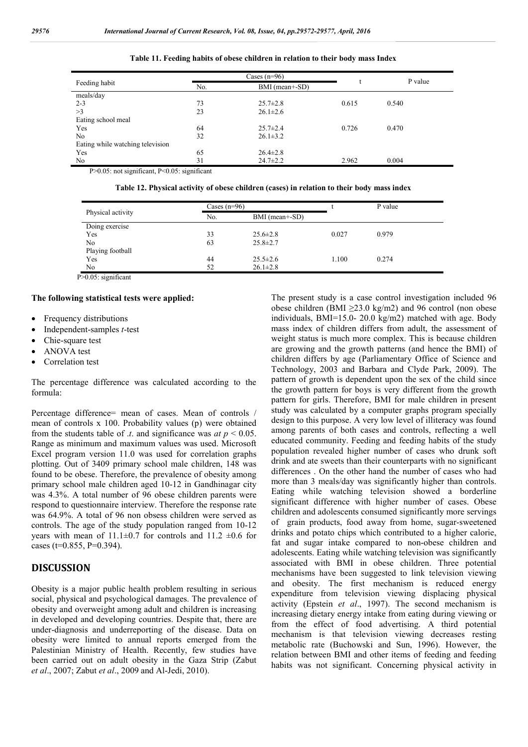**Table 11. Feeding habits of obese children in relation to their body mass Index**

| Feeding habit | Cases (n=96) | | t | P value |
|---|---|---|---|---|
| | No. | BMI (mean+-SD) | | |
| meals/day | | | | |
| 2-3 | 73 | 25.7±2.8 | 0.615 | 0.540 |
| >3 | 23 | 26.1±2.6 | | |
| Eating school meal | | | | |
| Yes | 64 | 25.7±2.4 | 0.726 | 0.470 |
| No | 32 | 26.1±3.2 | | |
| Eating while watching television | | | | |
| Yes | 65 | 26.4±2.8 | | |
| No | 31 | 24.7±2.2 | 2.962 | 0.004 |

P>0.05: not significant, P<0.05: significant

**Table 12. Physical activity of obese children (cases) in relation to their body mass index**

| Physical activity | Cases (n=96) | | t | P value |
|---|---|---|---|---|
| | No. | BMI (mean+-SD) | | |
| Doing exercise | | | | |
| Yes | 33 | 25.6±2.8 | 0.027 | 0.979 |
| No | 63 | 25.8±2.7 | | |
| Playing football | | | | |
| Yes | 44 | 25.5±2.6 | 1.100 | 0.274 |
| No | 52 | 26.1±2.8 | | |

P>0.05: significant

**The following statistical tests were applied:**

- Frequency distributions
- Independent-samples *t*-test
- Chie-square test
- ANOVA test
- Correlation test

The percentage difference was calculated according to the formula:

Percentage difference= mean of cases. Mean of controls / mean of controls x 100. Probability values (p) were obtained from the students table of *.t*. and significance was *at* $p < 0.05$. Range as minimum and maximum values was used. Microsoft Excel program version 11.0 was used for correlation graphs plotting. Out of 3409 primary school male children, 148 was found to be obese. Therefore, the prevalence of obesity among primary school male children aged 10-12 in Gandhinagar city was 4.3%. A total number of 96 obese children parents were respond to questionnaire interview. Therefore the response rate was 64.9%. A total of 96 non obsess children were served as controls. The age of the study population ranged from 10-12 years with mean of 11.1±0.7 for controls and 11.2 ±0.6 for cases (t=0.855, P=0.394).

## DISCUSSION

Obesity is a major public health problem resulting in serious social, physical and psychological damages. The prevalence of obesity and overweight among adult and children is increasing in developed and developing countries. Despite that, there are under-diagnosis and underreporting of the disease. Data on obesity were limited to annual reports emerged from the Palestinian Ministry of Health. Recently, few studies have been carried out on adult obesity in the Gaza Strip (Zabut *et al*., 2007; Zabut *et al*., 2009 and Al-Jedi, 2010).

The present study is a case control investigation included 96 obese children (BMI ≥23.0 kg/m2) and 96 control (non obese individuals, BMI=15.0- 20.0 kg/m2) matched with age. Body mass index of children differs from adult, the assessment of weight status is much more complex. This is because children are growing and the growth patterns (and hence the BMI) of children differs by age (Parliamentary Office of Science and Technology, 2003 and Barbara and Clyde Park, 2009). The pattern of growth is dependent upon the sex of the child since the growth pattern for boys is very different from the growth pattern for girls. Therefore, BMI for male children in present study was calculated by a computer graphs program specially design to this purpose. A very low level of illiteracy was found among parents of both cases and controls, reflecting a well educated community. Feeding and feeding habits of the study population revealed higher number of cases who drunk soft drink and ate sweets than their counterparts with no significant differences . On the other hand the number of cases who had more than 3 meals/day was significantly higher than controls. Eating while watching television showed a borderline significant difference with higher number of cases. Obese children and adolescents consumed significantly more servings of grain products, food away from home, sugar-sweetened drinks and potato chips which contributed to a higher calorie, fat and sugar intake compared to non-obese children and adolescents. Eating while watching television was significantly associated with BMI in obese children. Three potential mechanisms have been suggested to link television viewing and obesity. The first mechanism is reduced energy expenditure from television viewing displacing physical activity (Epstein *et al*., 1997). The second mechanism is increasing dietary energy intake from eating during viewing or from the effect of food advertising. A third potential mechanism is that television viewing decreases resting metabolic rate (Buchowski and Sun, 1996). However, the relation between BMI and other items of feeding and feeding habits was not significant. Concerning physical activity in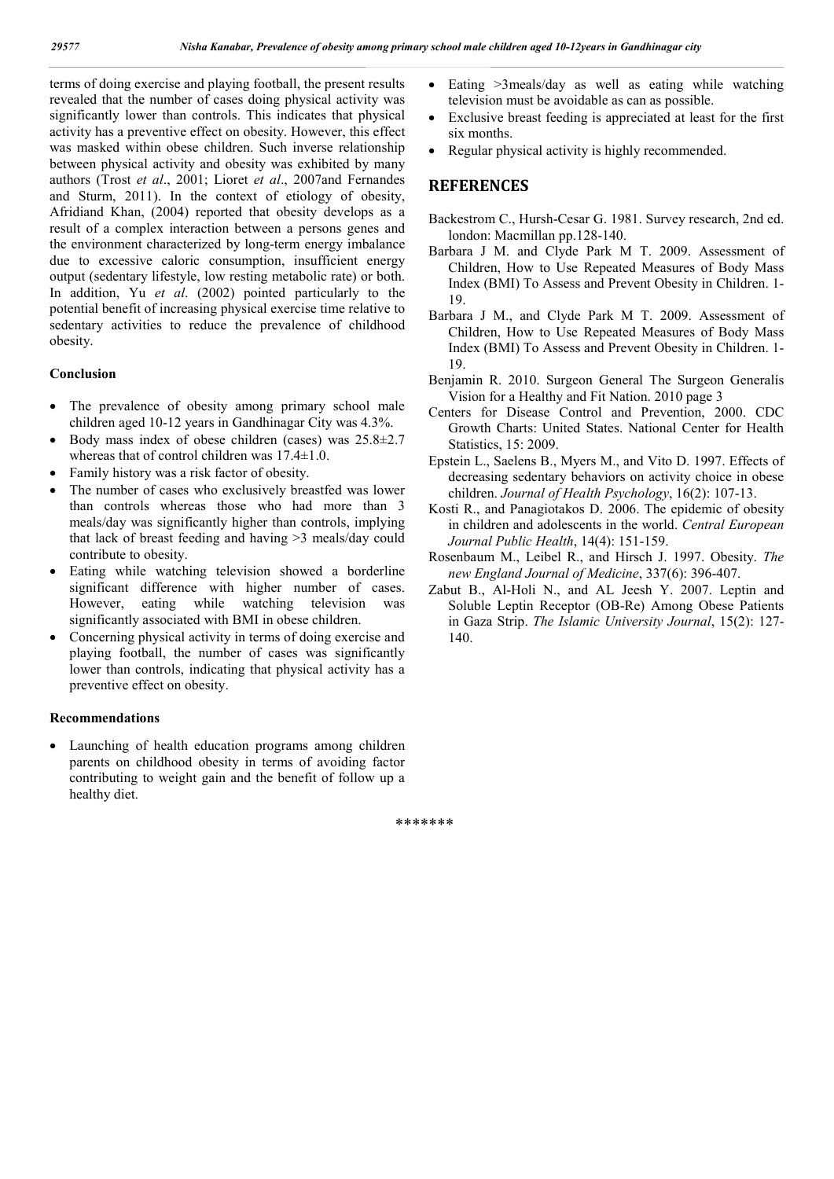terms of doing exercise and playing football, the present results revealed that the number of cases doing physical activity was significantly lower than controls. This indicates that physical activity has a preventive effect on obesity. However, this effect was masked within obese children. Such inverse relationship between physical activity and obesity was exhibited by many authors (Trost *et al*., 2001; Lioret *et al*., 2007and Fernandes and Sturm, 2011). In the context of etiology of obesity, Afridiand Khan, (2004) reported that obesity develops as a result of a complex interaction between a persons genes and the environment characterized by long-term energy imbalance due to excessive caloric consumption, insufficient energy output (sedentary lifestyle, low resting metabolic rate) or both. In addition, Yu *et al*. (2002) pointed particularly to the potential benefit of increasing physical exercise time relative to sedentary activities to reduce the prevalence of childhood obesity.

### Conclusion

- The prevalence of obesity among primary school male children aged 10-12 years in Gandhinagar City was 4.3%.
- Body mass index of obese children (cases) was 25.8±2.7 whereas that of control children was 17.4±1.0.
- Family history was a risk factor of obesity.
- The number of cases who exclusively breastfed was lower than controls whereas those who had more than 3 meals/day was significantly higher than controls, implying that lack of breast feeding and having >3 meals/day could contribute to obesity.
- Eating while watching television showed a borderline significant difference with higher number of cases. However, eating while watching television was significantly associated with BMI in obese children.
- Concerning physical activity in terms of doing exercise and playing football, the number of cases was significantly lower than controls, indicating that physical activity has a preventive effect on obesity.

### Recommendations

- Launching of health education programs among children parents on childhood obesity in terms of avoiding factor contributing to weight gain and the benefit of follow up a healthy diet.
- Eating >3meals/day as well as eating while watching television must be avoidable as can as possible.
- Exclusive breast feeding is appreciated at least for the first six months.
- Regular physical activity is highly recommended.

## REFERENCES

Backestrom C., Hursh-Cesar G. 1981. Survey research, 2nd ed. london: Macmillan pp.128-140.

Barbara J M. and Clyde Park M T. 2009. Assessment of Children, How to Use Repeated Measures of Body Mass Index (BMI) To Assess and Prevent Obesity in Children. 1-19.

Barbara J M., and Clyde Park M T. 2009. Assessment of Children, How to Use Repeated Measures of Body Mass Index (BMI) To Assess and Prevent Obesity in Children. 1-19.

Benjamin R. 2010. Surgeon General The Surgeon Generalís Vision for a Healthy and Fit Nation. 2010 page 3

Centers for Disease Control and Prevention, 2000. CDC Growth Charts: United States. National Center for Health Statistics, 15: 2009.

Epstein L., Saelens B., Myers M., and Vito D. 1997. Effects of decreasing sedentary behaviors on activity choice in obese children. *Journal of Health Psychology*, 16(2): 107-13.

Kosti R., and Panagiotakos D. 2006. The epidemic of obesity in children and adolescents in the world. *Central European Journal Public Health*, 14(4): 151-159.

Rosenbaum M., Leibel R., and Hirsch J. 1997. Obesity. *The new England Journal of Medicine*, 337(6): 396-407.

Zabut B., Al-Holi N., and AL Jeesh Y. 2007. Leptin and Soluble Leptin Receptor (OB-Re) Among Obese Patients in Gaza Strip. *The Islamic University Journal*, 15(2): 127-140.

*******